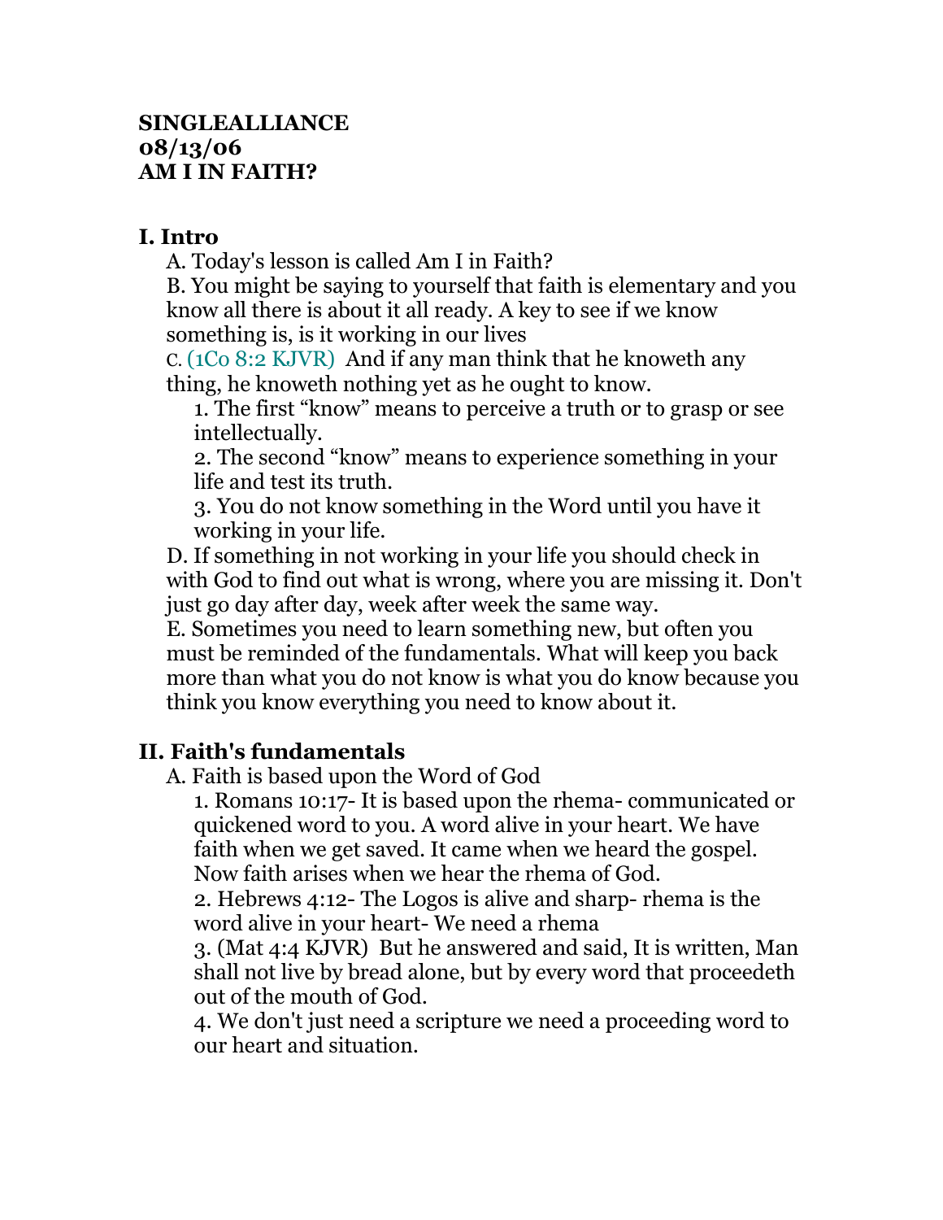**SINGLEALLIANCE**
**08/13/06**
**AM I IN FAITH?**

## I. Intro

A. Today's lesson is called Am I in Faith?

B. You might be saying to yourself that faith is elementary and you know all there is about it all ready. A key to see if we know something is, is it working in our lives

C. (1Co 8:2 KJVR) And if any man think that he knoweth any thing, he knoweth nothing yet as he ought to know.

1. The first "know" means to perceive a truth or to grasp or see intellectually.
2. The second "know" means to experience something in your life and test its truth.
3. You do not know something in the Word until you have it working in your life.

D. If something in not working in your life you should check in with God to find out what is wrong, where you are missing it. Don't just go day after day, week after week the same way.

E. Sometimes you need to learn something new, but often you must be reminded of the fundamentals. What will keep you back more than what you do not know is what you do know because you think you know everything you need to know about it.

## II. Faith's fundamentals

A. Faith is based upon the Word of God

1. Romans 10:17- It is based upon the rhema- communicated or quickened word to you. A word alive in your heart. We have faith when we get saved. It came when we heard the gospel. Now faith arises when we hear the rhema of God.
2. Hebrews 4:12- The Logos is alive and sharp- rhema is the word alive in your heart- We need a rhema
3. (Mat 4:4 KJVR) But he answered and said, It is written, Man shall not live by bread alone, but by every word that proceedeth out of the mouth of God.
4. We don't just need a scripture we need a proceeding word to our heart and situation.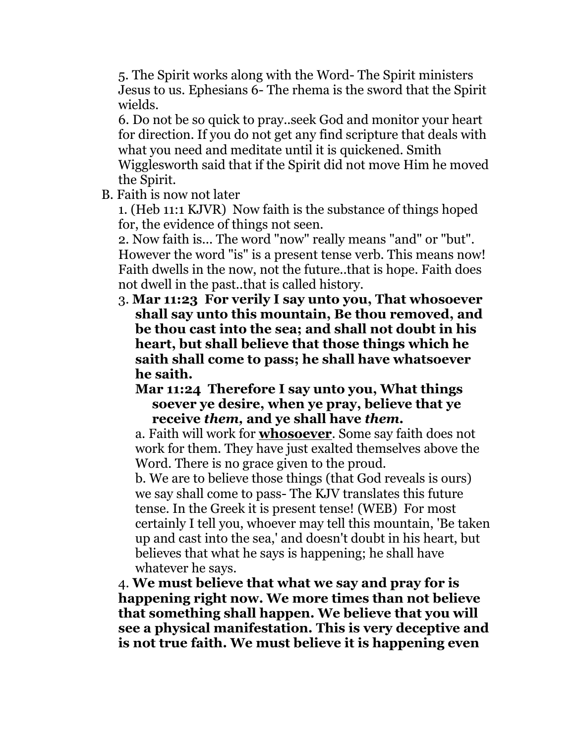5. The Spirit works along with the Word- The Spirit ministers Jesus to us. Ephesians 6- The rhema is the sword that the Spirit wields.

6. Do not be so quick to pray..seek God and monitor your heart for direction. If you do not get any find scripture that deals with what you need and meditate until it is quickened. Smith Wigglesworth said that if the Spirit did not move Him he moved the Spirit.

B. Faith is now not later

1. (Heb 11:1 KJVR) Now faith is the substance of things hoped for, the evidence of things not seen.

2. Now faith is... The word "now" really means "and" or "but". However the word "is" is a present tense verb. This means now! Faith dwells in the now, not the future..that is hope. Faith does not dwell in the past..that is called history.

3. **Mar 11:23 For verily I say unto you, That whosoever shall say unto this mountain, Be thou removed, and be thou cast into the sea; and shall not doubt in his heart, but shall believe that those things which he saith shall come to pass; he shall have whatsoever he saith.**

**Mar 11:24 Therefore I say unto you, What things soever ye desire, when ye pray, believe that ye receive *them,* and ye shall have *them.***

a. Faith will work for **<u>whosoever</u>**. Some say faith does not work for them. They have just exalted themselves above the Word. There is no grace given to the proud.

b. We are to believe those things (that God reveals is ours) we say shall come to pass- The KJV translates this future tense. In the Greek it is present tense! (WEB) For most certainly I tell you, whoever may tell this mountain, 'Be taken up and cast into the sea,' and doesn't doubt in his heart, but believes that what he says is happening; he shall have whatever he says.

4. **We must believe that what we say and pray for is happening right now. We more times than not believe that something shall happen. We believe that you will see a physical manifestation. This is very deceptive and is not true faith. We must believe it is happening even**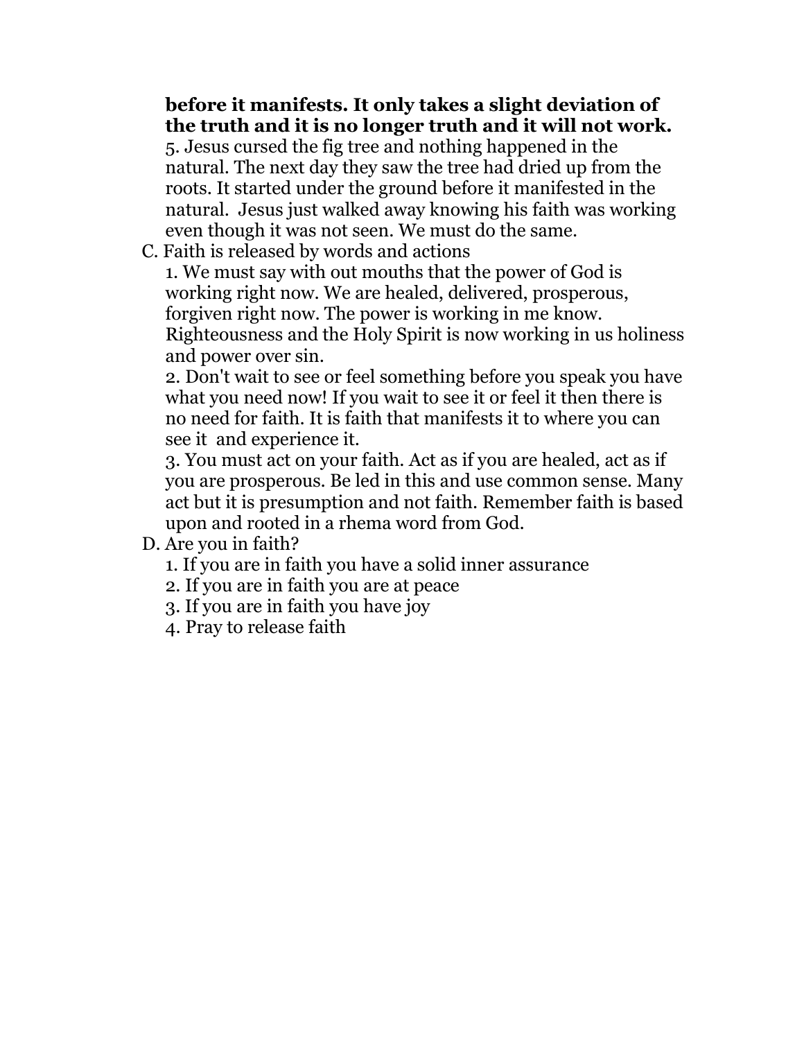**before it manifests. It only takes a slight deviation of the truth and it is no longer truth and it will not work.**

5. Jesus cursed the fig tree and nothing happened in the natural. The next day they saw the tree had dried up from the roots. It started under the ground before it manifested in the natural. Jesus just walked away knowing his faith was working even though it was not seen. We must do the same.

C. Faith is released by words and actions

1. We must say with out mouths that the power of God is working right now. We are healed, delivered, prosperous, forgiven right now. The power is working in me know. Righteousness and the Holy Spirit is now working in us holiness and power over sin.
2. Don't wait to see or feel something before you speak you have what you need now! If you wait to see it or feel it then there is no need for faith. It is faith that manifests it to where you can see it and experience it.
3. You must act on your faith. Act as if you are healed, act as if you are prosperous. Be led in this and use common sense. Many act but it is presumption and not faith. Remember faith is based upon and rooted in a rhema word from God.

D. Are you in faith?

1. If you are in faith you have a solid inner assurance
2. If you are in faith you are at peace
3. If you are in faith you have joy
4. Pray to release faith